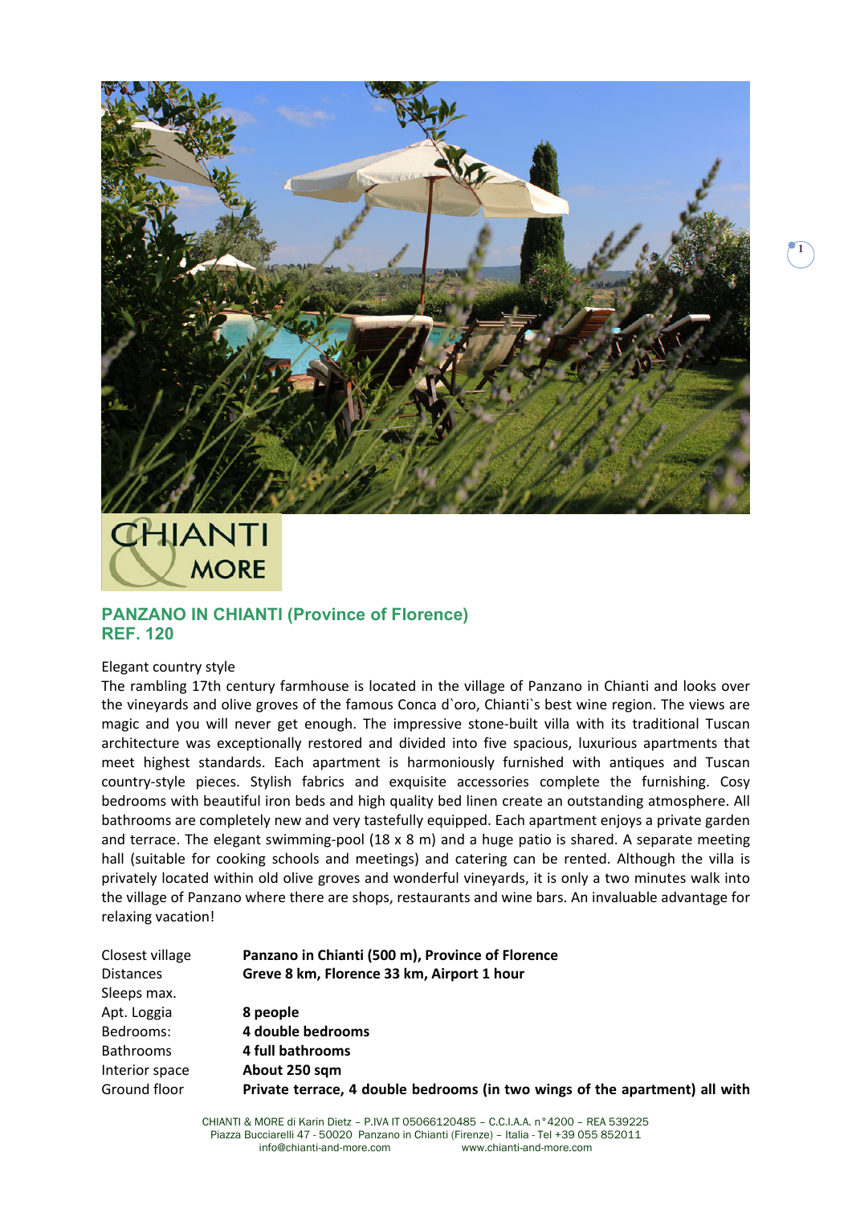## PANZANO IN CHIANTI (Province of Florence)
## REF. 120

Elegant country style

The rambling 17th century farmhouse is located in the village of Panzano in Chianti and looks over the vineyards and olive groves of the famous Conca d`oro, Chianti`s best wine region. The views are magic and you will never get enough. The impressive stone-built villa with its traditional Tuscan architecture was exceptionally restored and divided into five spacious, luxurious apartments that meet highest standards. Each apartment is harmoniously furnished with antiques and Tuscan country-style pieces. Stylish fabrics and exquisite accessories complete the furnishing. Cosy bedrooms with beautiful iron beds and high quality bed linen create an outstanding atmosphere. All bathrooms are completely new and very tastefully equipped. Each apartment enjoys a private garden and terrace. The elegant swimming-pool (18 x 8 m) and a huge patio is shared. A separate meeting hall (suitable for cooking schools and meetings) and catering can be rented. Although the villa is privately located within old olive groves and wonderful vineyards, it is only a two minutes walk into the village of Panzano where there are shops, restaurants and wine bars. An invaluable advantage for relaxing vacation!

| | |
|---|---|
| Closest village | **Panzano in Chianti (500 m), Province of Florence** |
| Distances | **Greve 8 km, Florence 33 km, Airport 1 hour** |
| Sleeps max. | |
| Apt. Loggia | **8 people** |
| Bedrooms: | **4 double bedrooms** |
| Bathrooms | **4 full bathrooms** |
| Interior space | **About 250 sqm** |
| Ground floor | **Private terrace, 4 double bedrooms (in two wings of the apartment) all with** |

CHIANTI & MORE di Karin Dietz – P.IVA IT 05066120485 – C.C.I.A.A. n°4200 – REA 539225
Piazza Bucciarelli 47 - 50020 Panzano in Chianti (Firenze) – Italia - Tel +39 055 852011
info@chianti-and-more.com www.chianti-and-more.com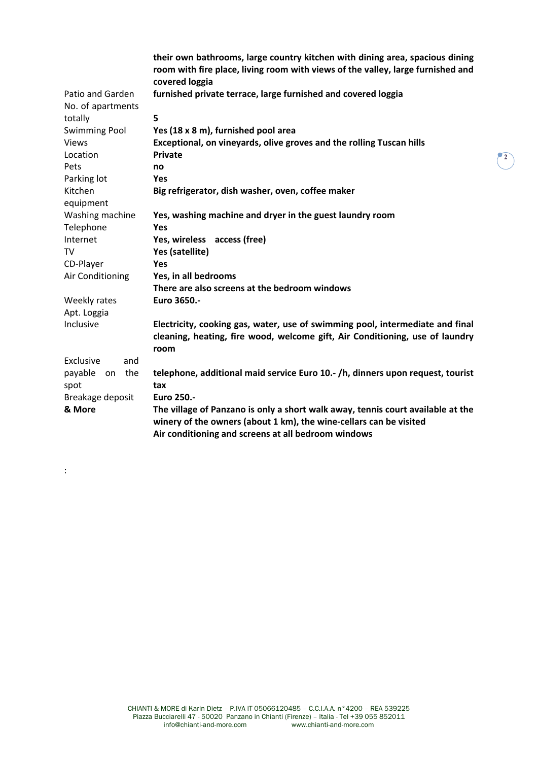| | |
|---|---|
| | **their own bathrooms, large country kitchen with dining area, spacious dining room with fire place, living room with views of the valley, large furnished and covered loggia** |
| Patio and Garden | **furnished private terrace, large furnished and covered loggia** |
| No. of apartments totally | **5** |
| Swimming Pool | **Yes (18 x 8 m), furnished pool area** |
| Views | **Exceptional, on vineyards, olive groves and the rolling Tuscan hills** |
| Location | **Private** |
| Pets | **no** |
| Parking lot | **Yes** |
| Kitchen equipment | **Big refrigerator, dish washer, oven, coffee maker** |
| Washing machine | **Yes, washing machine and dryer in the guest laundry room** |
| Telephone | **Yes** |
| Internet | **Yes, wireless access (free)** |
| TV | **Yes (satellite)** |
| CD-Player | **Yes** |
| Air Conditioning | **Yes, in all bedrooms**<br>**There are also screens at the bedroom windows** |
| Weekly rates | **Euro 3650.-** |
| Apt. Loggia | |
| Inclusive | **Electricity, cooking gas, water, use of swimming pool, intermediate and final cleaning, heating, fire wood, welcome gift, Air Conditioning, use of laundry room** |
| Exclusive and payable on the spot | **telephone, additional maid service Euro 10.- /h, dinners upon request, tourist tax** |
| Breakage deposit | **Euro 250.-** |
| **& More** | **The village of Panzano is only a short walk away, tennis court available at the winery of the owners (about 1 km), the wine-cellars can be visited**<br>**Air conditioning and screens at all bedroom windows** |

:

CHIANTI & MORE di Karin Dietz – P.IVA IT 05066120485 – C.C.I.A.A. n°4200 – REA 539225
Piazza Bucciarelli 47 - 50020 Panzano in Chianti (Firenze) – Italia - Tel +39 055 852011
info@chianti-and-more.com www.chianti-and-more.com